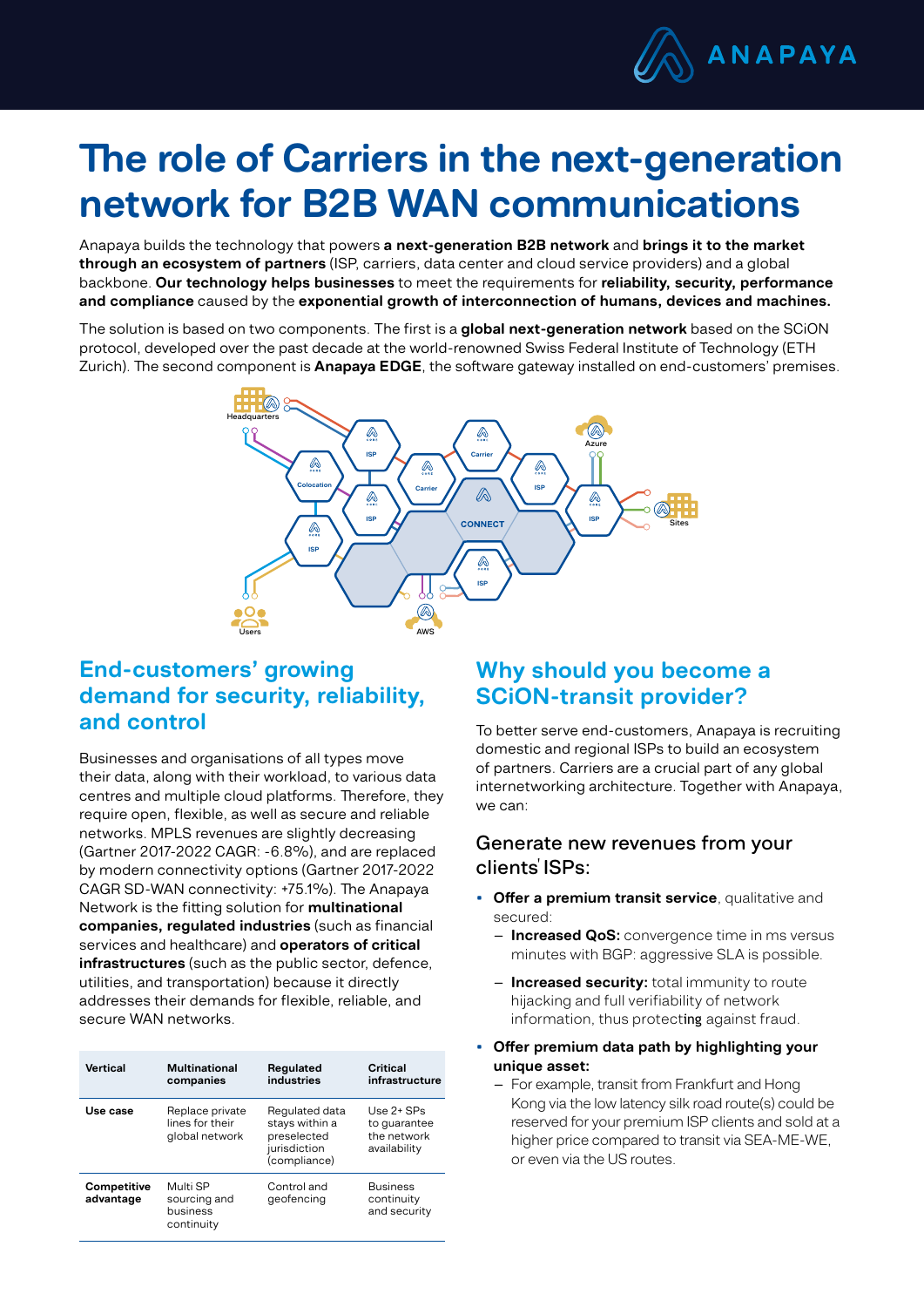# The role of Carriers in the next-generation network for B2B WAN communications

Anapaya builds the technology that powers **a next-generation B2B network** and **brings it to the market through an ecosystem of partners** (ISP, carriers, data center and cloud service providers) and a global backbone. **Our technology helps businesses** to meet the requirements for **reliability, security, performance and compliance** caused by the **exponential growth of interconnection of humans, devices and machines.**

The solution is based on two components. The first is a **global next-generation network** based on the SCiON protocol, developed over the past decade at the world-renowned Swiss Federal Institute of Technology (ETH Zurich). The second component is **Anapaya EDGE**, the software gateway installed on end-customers' premises.

## End-customers' growing demand for security, reliability, and control

Businesses and organisations of all types move their data, along with their workload, to various data centres and multiple cloud platforms. Therefore, they require open, flexible, as well as secure and reliable networks. MPLS revenues are slightly decreasing (Gartner 2017-2022 CAGR: -6.8%), and are replaced by modern connectivity options (Gartner 2017-2022 CAGR SD-WAN connectivity: +75.1%). The Anapaya Network is the fitting solution for **multinational companies, regulated industries** (such as financial services and healthcare) and **operators of critical infrastructures** (such as the public sector, defence, utilities, and transportation) because it directly addresses their demands for flexible, reliable, and secure WAN networks.

| Vertical | Multinational companies | Regulated industries | Critical infrastructure |
|---|---|---|---|
| **Use case** | Replace private lines for their global network | Regulated data stays within a preselected jurisdiction (compliance) | Use 2+ SPs to guarantee the network availability |
| **Competitive advantage** | Multi SP sourcing and business continuity | Control and geofencing | Business continuity and security |

## Why should you become a SCiON-transit provider?

To better serve end-customers, Anapaya is recruiting domestic and regional ISPs to build an ecosystem of partners. Carriers are a crucial part of any global internetworking architecture. Together with Anapaya, we can:

### Generate new revenues from your clients' ISPs:

- **Offer a premium transit service**, qualitative and secured:
  - **Increased QoS:** convergence time in ms versus minutes with BGP: aggressive SLA is possible.
  - **Increased security:** total immunity to route hijacking and full verifiability of network information, thus protecting against fraud.
- **Offer premium data path by highlighting your unique asset:**
  - For example, transit from Frankfurt and Hong Kong via the low latency silk road route(s) could be reserved for your premium ISP clients and sold at a higher price compared to transit via SEA-ME-WE, or even via the US routes.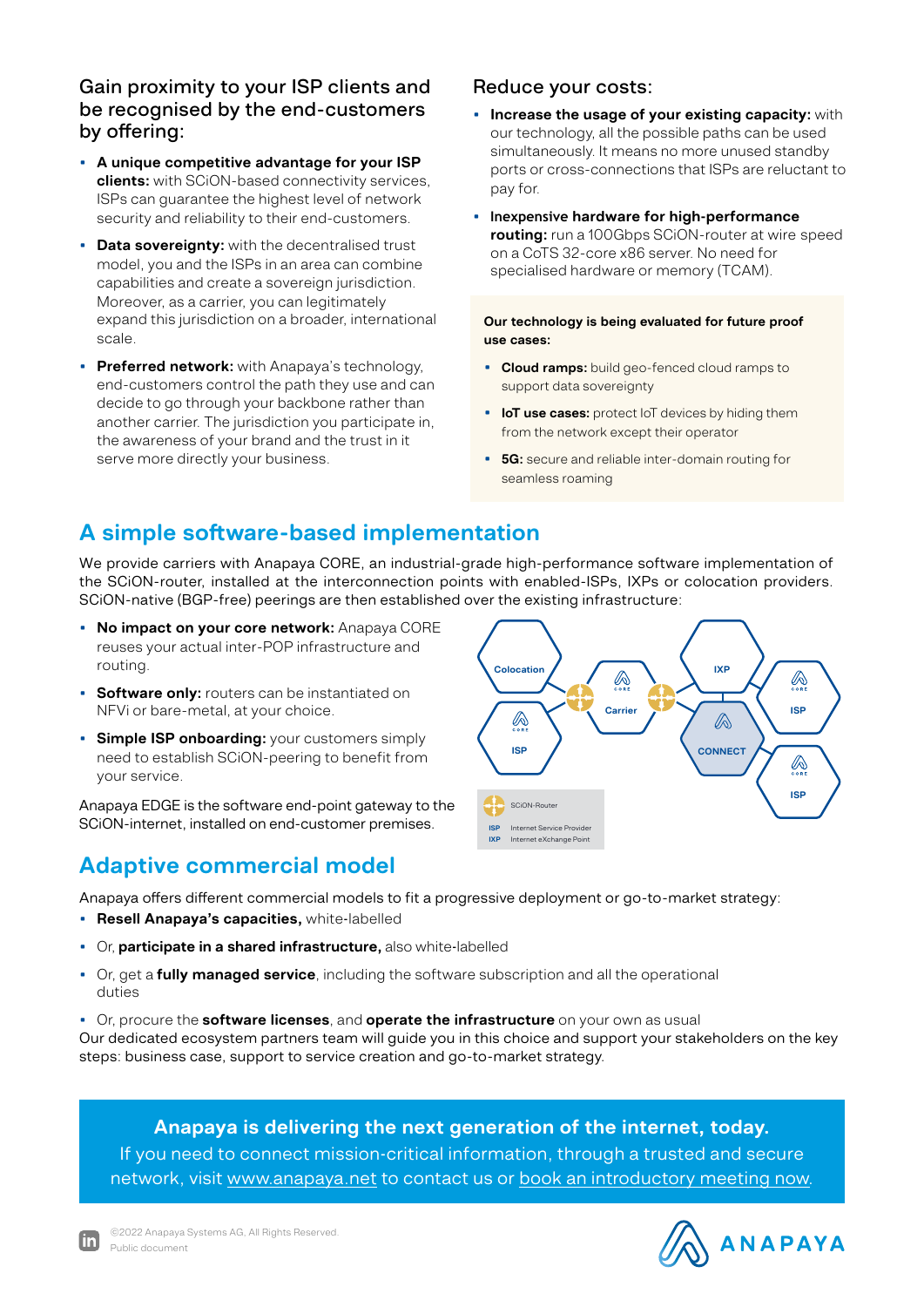## Gain proximity to your ISP clients and be recognised by the end-customers by offering:

- **A unique competitive advantage for your ISP clients:** with SCiON-based connectivity services, ISPs can guarantee the highest level of network security and reliability to their end-customers.
- **Data sovereignty:** with the decentralised trust model, you and the ISPs in an area can combine capabilities and create a sovereign jurisdiction. Moreover, as a carrier, you can legitimately expand this jurisdiction on a broader, international scale.
- **Preferred network:** with Anapaya's technology, end-customers control the path they use and can decide to go through your backbone rather than another carrier. The jurisdiction you participate in, the awareness of your brand and the trust in it serve more directly your business.

## Reduce your costs:

- **Increase the usage of your existing capacity:** with our technology, all the possible paths can be used simultaneously. It means no more unused standby ports or cross-connections that ISPs are reluctant to pay for.
- **Inexpensive hardware for high-performance routing:** run a 100Gbps SCiON-router at wire speed on a CoTS 32-core x86 server. No need for specialised hardware or memory (TCAM).

**Our technology is being evaluated for future proof use cases:**

- **Cloud ramps:** build geo-fenced cloud ramps to support data sovereignty
- **IoT use cases:** protect IoT devices by hiding them from the network except their operator
- **5G:** secure and reliable inter-domain routing for seamless roaming

## A simple software-based implementation

We provide carriers with Anapaya CORE, an industrial-grade high-performance software implementation of the SCiON-router, installed at the interconnection points with enabled-ISPs, IXPs or colocation providers. SCiON-native (BGP-free) peerings are then established over the existing infrastructure:

- **No impact on your core network:** Anapaya CORE reuses your actual inter-POP infrastructure and routing.
- **Software only:** routers can be instantiated on NFVi or bare-metal, at your choice.
- **Simple ISP onboarding:** your customers simply need to establish SCiON-peering to benefit from your service.

Anapaya EDGE is the software end-point gateway to the SCiON-internet, installed on end-customer premises.

Colocation
ISP
Carrier
IXP
CONNECT
ISP
ISP
CORE

SCiON-Router
ISP Internet Service Provider
IXP Internet eXchange Point

## Adaptive commercial model

Anapaya offers different commercial models to fit a progressive deployment or go-to-market strategy:

- **Resell Anapaya's capacities,** white-labelled
- Or, **participate in a shared infrastructure,** also white-labelled
- Or, get a **fully managed service**, including the software subscription and all the operational duties
- Or, procure the **software licenses**, and **operate the infrastructure** on your own as usual

Our dedicated ecosystem partners team will guide you in this choice and support your stakeholders on the key steps: business case, support to service creation and go-to-market strategy.

**Anapaya is delivering the next generation of the internet, today.**

If you need to connect mission-critical information, through a trusted and secure network, visit www.anapaya.net to contact us or book an introductory meeting now.

©2022 Anapaya Systems AG, All Rights Reserved.
Public document

ANAPAYA